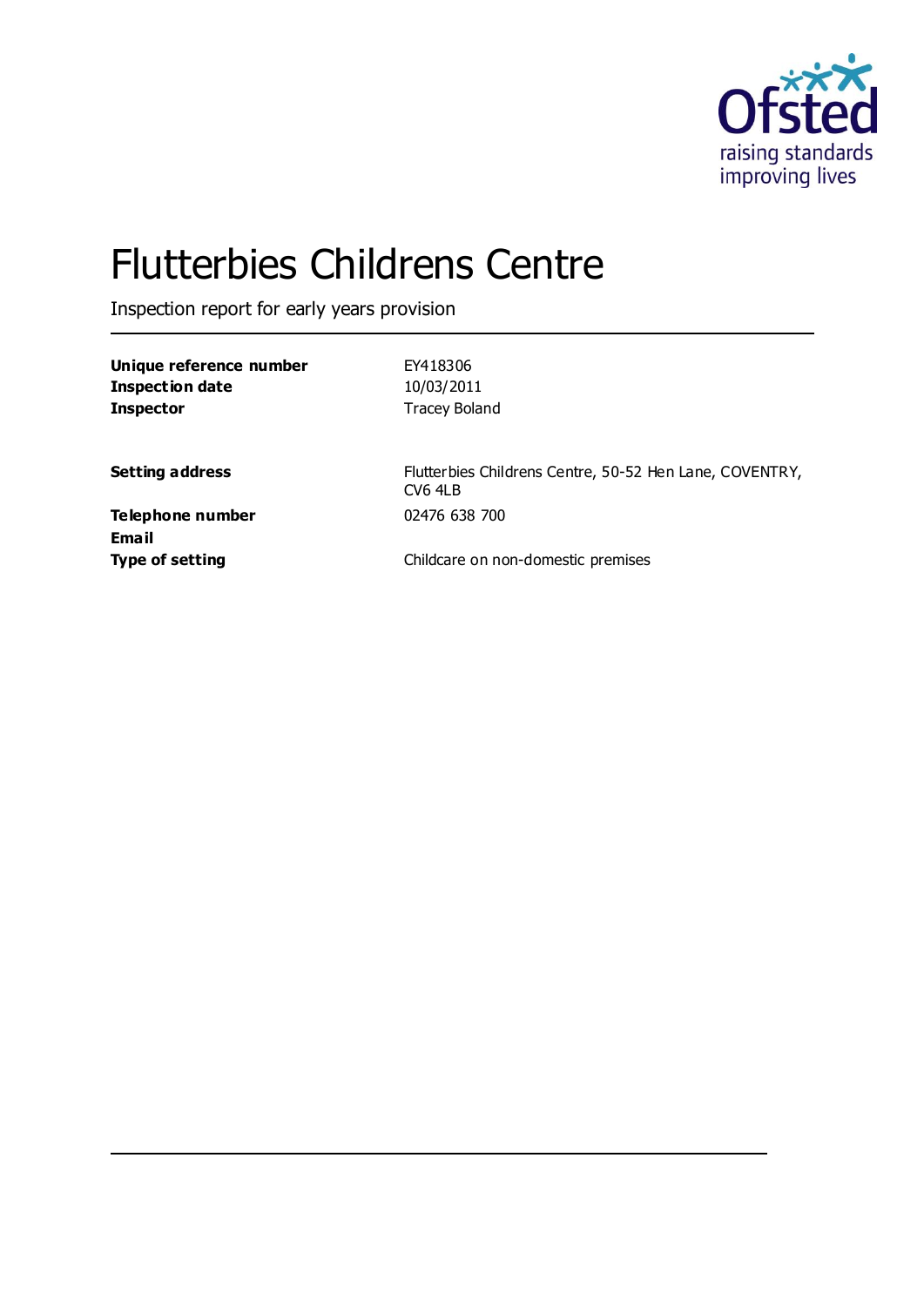# Flutterbies Childrens Centre

Inspection report for early years provision

| | |
|---|---|
| **Unique reference number** | EY418306 |
| **Inspection date** | 10/03/2011 |
| **Inspector** | Tracey Boland |
| | |
| **Setting address** | Flutterbies Childrens Centre, 50-52 Hen Lane, COVENTRY, CV6 4LB |
| **Telephone number** | 02476 638 700 |
| **Email** | |
| **Type of setting** | Childcare on non-domestic premises |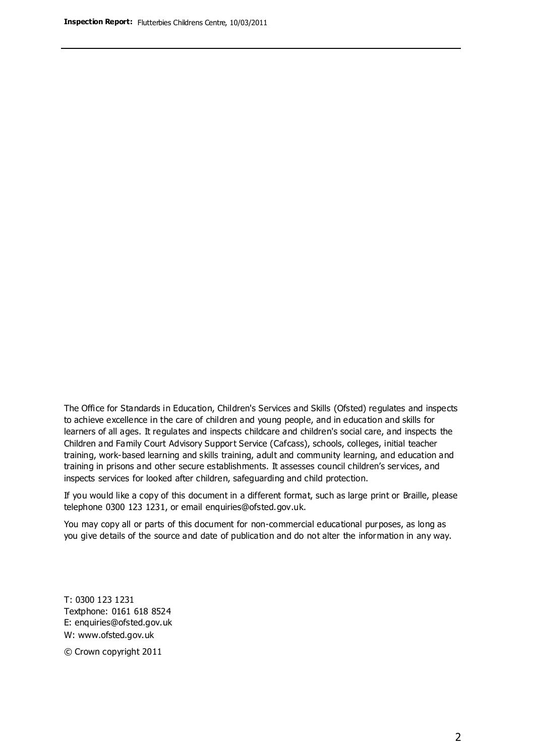The Office for Standards in Education, Children's Services and Skills (Ofsted) regulates and inspects to achieve excellence in the care of children and young people, and in education and skills for learners of all ages. It regulates and inspects childcare and children's social care, and inspects the Children and Family Court Advisory Support Service (Cafcass), schools, colleges, initial teacher training, work-based learning and skills training, adult and community learning, and education and training in prisons and other secure establishments. It assesses council children's services, and inspects services for looked after children, safeguarding and child protection.

If you would like a copy of this document in a different format, such as large print or Braille, please telephone 0300 123 1231, or email enquiries@ofsted.gov.uk.

You may copy all or parts of this document for non-commercial educational purposes, as long as you give details of the source and date of publication and do not alter the information in any way.

T: 0300 123 1231
Textphone: 0161 618 8524
E: enquiries@ofsted.gov.uk
W: www.ofsted.gov.uk

© Crown copyright 2011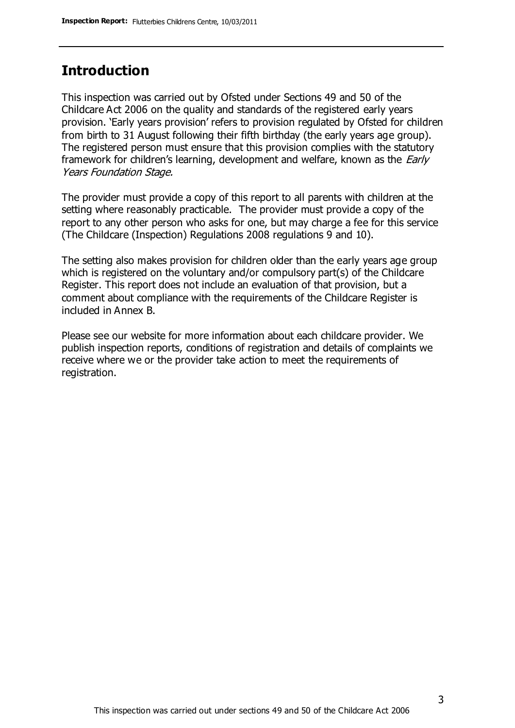## Introduction

This inspection was carried out by Ofsted under Sections 49 and 50 of the Childcare Act 2006 on the quality and standards of the registered early years provision. 'Early years provision' refers to provision regulated by Ofsted for children from birth to 31 August following their fifth birthday (the early years age group). The registered person must ensure that this provision complies with the statutory framework for children's learning, development and welfare, known as the *Early Years Foundation Stage*.

The provider must provide a copy of this report to all parents with children at the setting where reasonably practicable. The provider must provide a copy of the report to any other person who asks for one, but may charge a fee for this service (The Childcare (Inspection) Regulations 2008 regulations 9 and 10).

The setting also makes provision for children older than the early years age group which is registered on the voluntary and/or compulsory part(s) of the Childcare Register. This report does not include an evaluation of that provision, but a comment about compliance with the requirements of the Childcare Register is included in Annex B.

Please see our website for more information about each childcare provider. We publish inspection reports, conditions of registration and details of complaints we receive where we or the provider take action to meet the requirements of registration.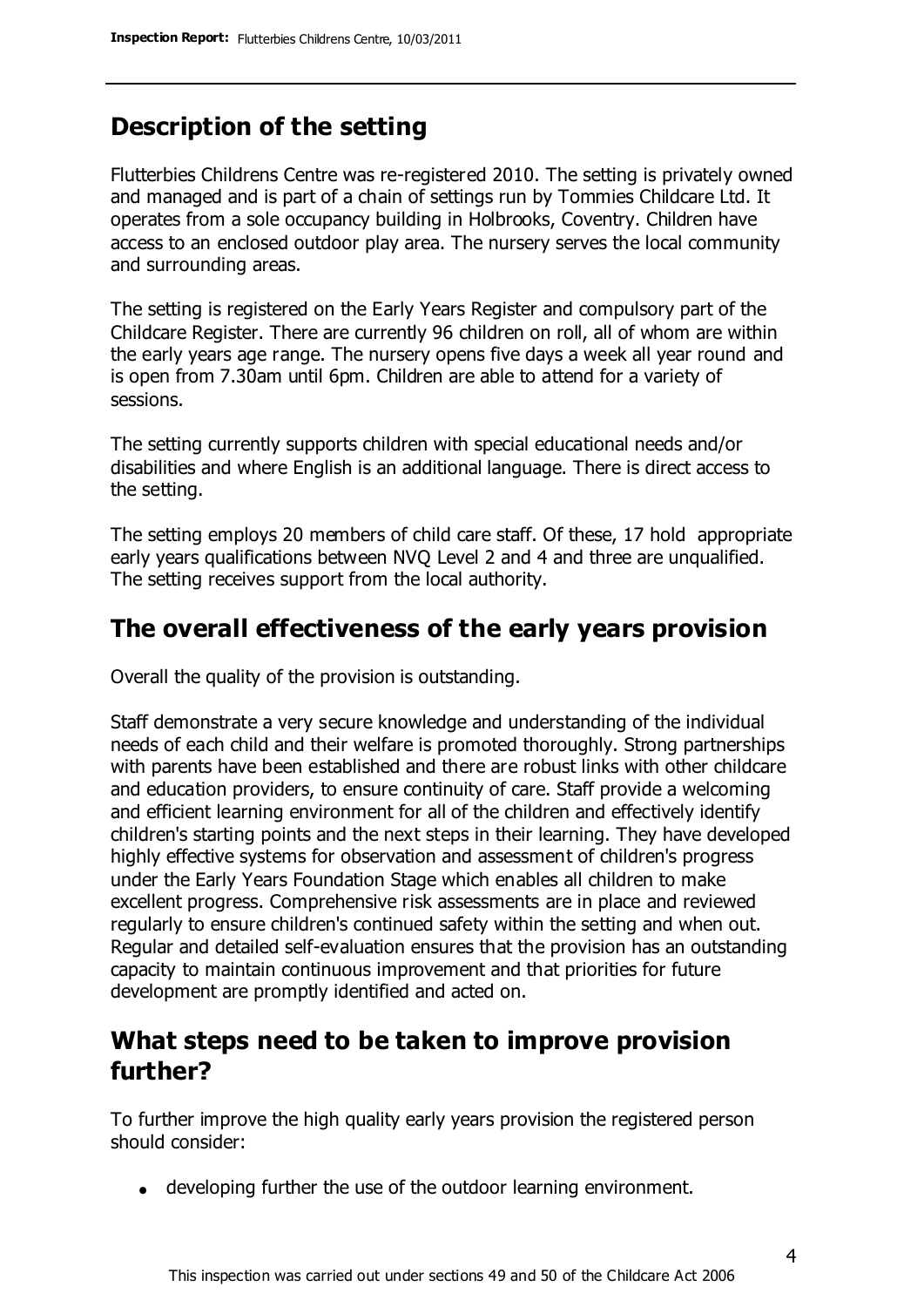## Description of the setting

Flutterbies Childrens Centre was re-registered 2010. The setting is privately owned and managed and is part of a chain of settings run by Tommies Childcare Ltd. It operates from a sole occupancy building in Holbrooks, Coventry. Children have access to an enclosed outdoor play area. The nursery serves the local community and surrounding areas.

The setting is registered on the Early Years Register and compulsory part of the Childcare Register. There are currently 96 children on roll, all of whom are within the early years age range. The nursery opens five days a week all year round and is open from 7.30am until 6pm. Children are able to attend for a variety of sessions.

The setting currently supports children with special educational needs and/or disabilities and where English is an additional language. There is direct access to the setting.

The setting employs 20 members of child care staff. Of these, 17 hold appropriate early years qualifications between NVQ Level 2 and 4 and three are unqualified. The setting receives support from the local authority.

## The overall effectiveness of the early years provision

Overall the quality of the provision is outstanding.

Staff demonstrate a very secure knowledge and understanding of the individual needs of each child and their welfare is promoted thoroughly. Strong partnerships with parents have been established and there are robust links with other childcare and education providers, to ensure continuity of care. Staff provide a welcoming and efficient learning environment for all of the children and effectively identify children's starting points and the next steps in their learning. They have developed highly effective systems for observation and assessment of children's progress under the Early Years Foundation Stage which enables all children to make excellent progress. Comprehensive risk assessments are in place and reviewed regularly to ensure children's continued safety within the setting and when out. Regular and detailed self-evaluation ensures that the provision has an outstanding capacity to maintain continuous improvement and that priorities for future development are promptly identified and acted on.

## What steps need to be taken to improve provision further?

To further improve the high quality early years provision the registered person should consider:

- developing further the use of the outdoor learning environment.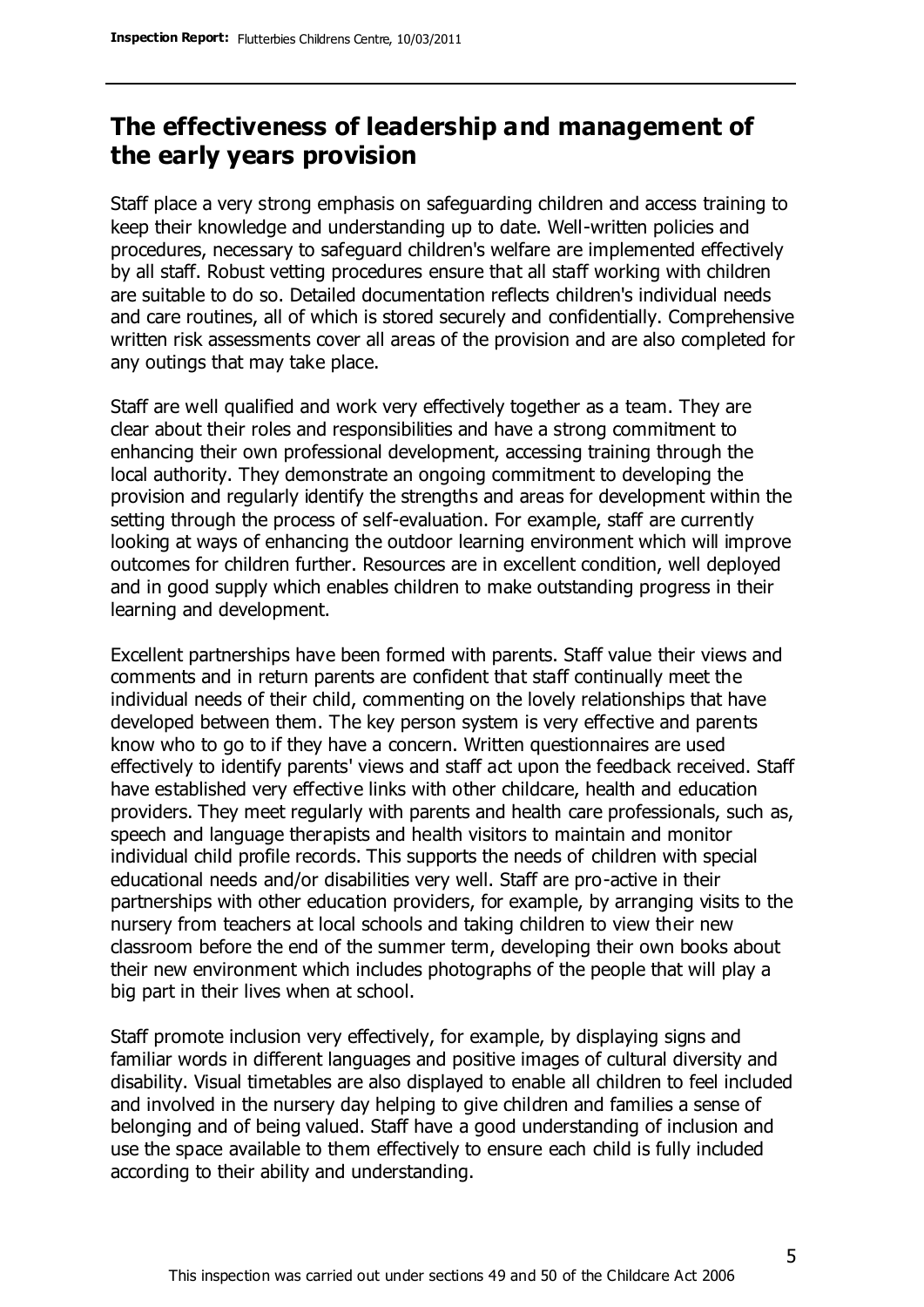## The effectiveness of leadership and management of the early years provision

Staff place a very strong emphasis on safeguarding children and access training to keep their knowledge and understanding up to date. Well-written policies and procedures, necessary to safeguard children's welfare are implemented effectively by all staff. Robust vetting procedures ensure that all staff working with children are suitable to do so. Detailed documentation reflects children's individual needs and care routines, all of which is stored securely and confidentially. Comprehensive written risk assessments cover all areas of the provision and are also completed for any outings that may take place.

Staff are well qualified and work very effectively together as a team. They are clear about their roles and responsibilities and have a strong commitment to enhancing their own professional development, accessing training through the local authority. They demonstrate an ongoing commitment to developing the provision and regularly identify the strengths and areas for development within the setting through the process of self-evaluation. For example, staff are currently looking at ways of enhancing the outdoor learning environment which will improve outcomes for children further. Resources are in excellent condition, well deployed and in good supply which enables children to make outstanding progress in their learning and development.

Excellent partnerships have been formed with parents. Staff value their views and comments and in return parents are confident that staff continually meet the individual needs of their child, commenting on the lovely relationships that have developed between them. The key person system is very effective and parents know who to go to if they have a concern. Written questionnaires are used effectively to identify parents' views and staff act upon the feedback received. Staff have established very effective links with other childcare, health and education providers. They meet regularly with parents and health care professionals, such as, speech and language therapists and health visitors to maintain and monitor individual child profile records. This supports the needs of children with special educational needs and/or disabilities very well. Staff are pro-active in their partnerships with other education providers, for example, by arranging visits to the nursery from teachers at local schools and taking children to view their new classroom before the end of the summer term, developing their own books about their new environment which includes photographs of the people that will play a big part in their lives when at school.

Staff promote inclusion very effectively, for example, by displaying signs and familiar words in different languages and positive images of cultural diversity and disability. Visual timetables are also displayed to enable all children to feel included and involved in the nursery day helping to give children and families a sense of belonging and of being valued. Staff have a good understanding of inclusion and use the space available to them effectively to ensure each child is fully included according to their ability and understanding.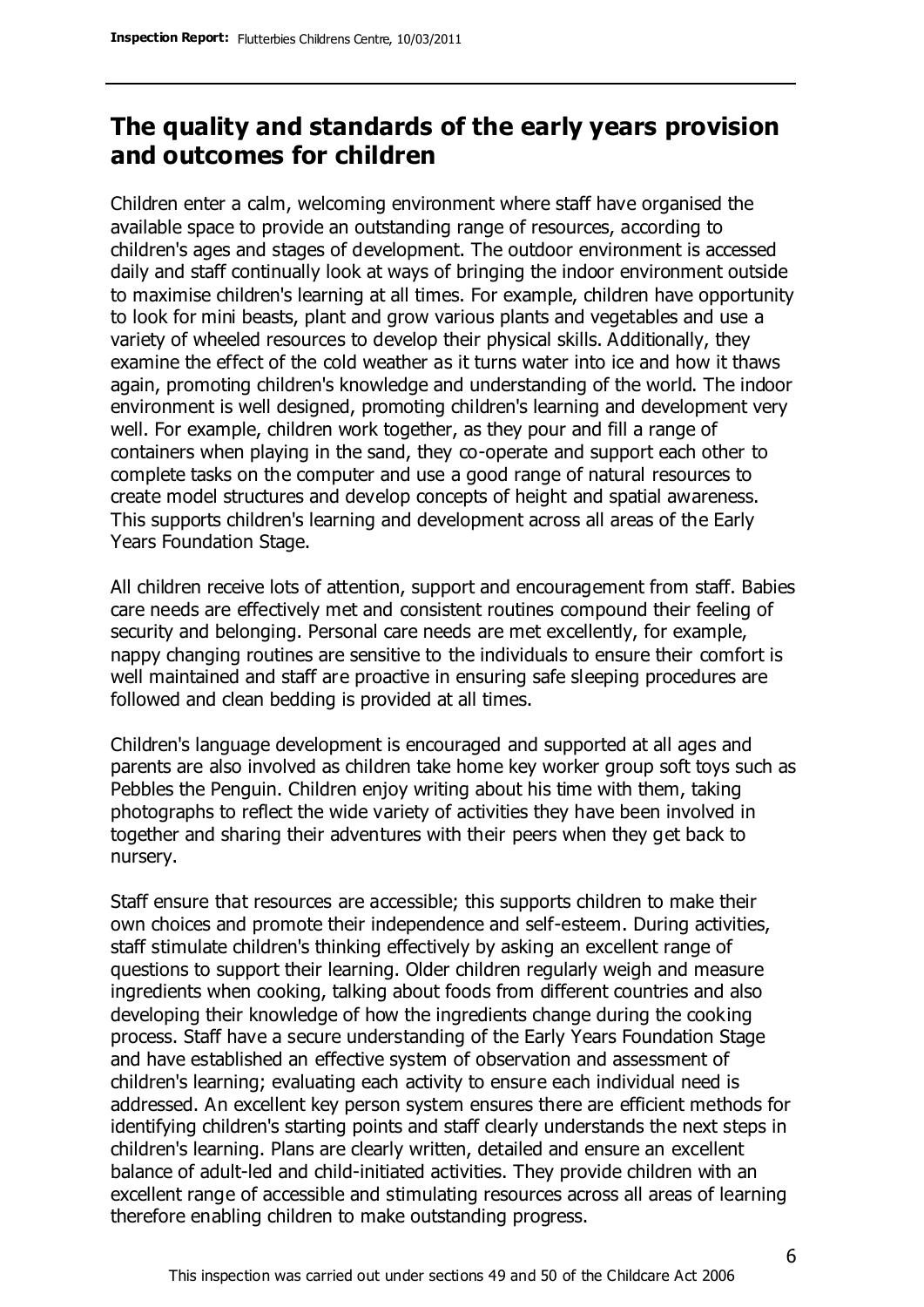## The quality and standards of the early years provision and outcomes for children

Children enter a calm, welcoming environment where staff have organised the available space to provide an outstanding range of resources, according to children's ages and stages of development. The outdoor environment is accessed daily and staff continually look at ways of bringing the indoor environment outside to maximise children's learning at all times. For example, children have opportunity to look for mini beasts, plant and grow various plants and vegetables and use a variety of wheeled resources to develop their physical skills. Additionally, they examine the effect of the cold weather as it turns water into ice and how it thaws again, promoting children's knowledge and understanding of the world. The indoor environment is well designed, promoting children's learning and development very well. For example, children work together, as they pour and fill a range of containers when playing in the sand, they co-operate and support each other to complete tasks on the computer and use a good range of natural resources to create model structures and develop concepts of height and spatial awareness. This supports children's learning and development across all areas of the Early Years Foundation Stage.

All children receive lots of attention, support and encouragement from staff. Babies care needs are effectively met and consistent routines compound their feeling of security and belonging. Personal care needs are met excellently, for example, nappy changing routines are sensitive to the individuals to ensure their comfort is well maintained and staff are proactive in ensuring safe sleeping procedures are followed and clean bedding is provided at all times.

Children's language development is encouraged and supported at all ages and parents are also involved as children take home key worker group soft toys such as Pebbles the Penguin. Children enjoy writing about his time with them, taking photographs to reflect the wide variety of activities they have been involved in together and sharing their adventures with their peers when they get back to nursery.

Staff ensure that resources are accessible; this supports children to make their own choices and promote their independence and self-esteem. During activities, staff stimulate children's thinking effectively by asking an excellent range of questions to support their learning. Older children regularly weigh and measure ingredients when cooking, talking about foods from different countries and also developing their knowledge of how the ingredients change during the cooking process. Staff have a secure understanding of the Early Years Foundation Stage and have established an effective system of observation and assessment of children's learning; evaluating each activity to ensure each individual need is addressed. An excellent key person system ensures there are efficient methods for identifying children's starting points and staff clearly understands the next steps in children's learning. Plans are clearly written, detailed and ensure an excellent balance of adult-led and child-initiated activities. They provide children with an excellent range of accessible and stimulating resources across all areas of learning therefore enabling children to make outstanding progress.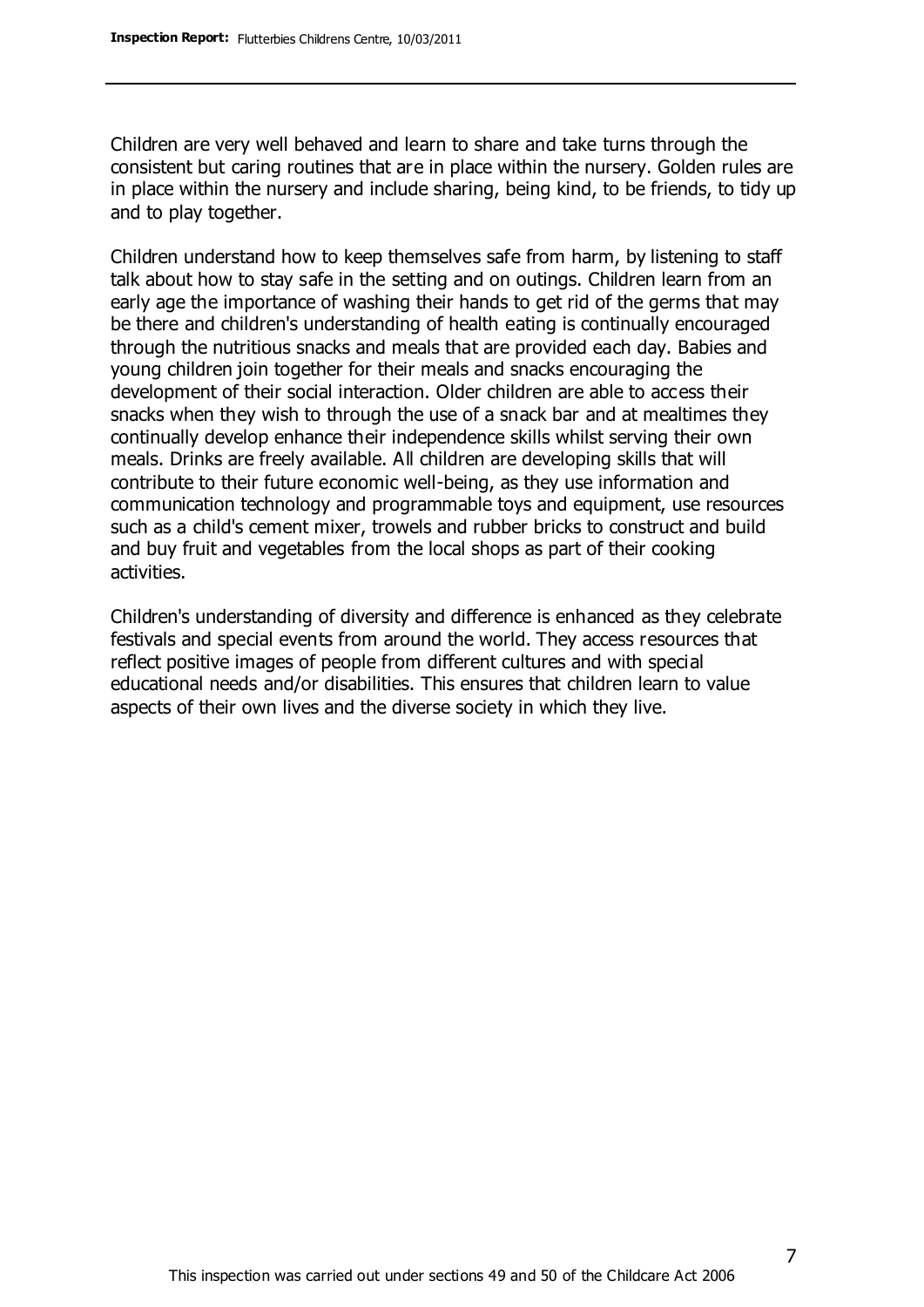Children are very well behaved and learn to share and take turns through the consistent but caring routines that are in place within the nursery. Golden rules are in place within the nursery and include sharing, being kind, to be friends, to tidy up and to play together.

Children understand how to keep themselves safe from harm, by listening to staff talk about how to stay safe in the setting and on outings. Children learn from an early age the importance of washing their hands to get rid of the germs that may be there and children's understanding of health eating is continually encouraged through the nutritious snacks and meals that are provided each day. Babies and young children join together for their meals and snacks encouraging the development of their social interaction. Older children are able to access their snacks when they wish to through the use of a snack bar and at mealtimes they continually develop enhance their independence skills whilst serving their own meals. Drinks are freely available. All children are developing skills that will contribute to their future economic well-being, as they use information and communication technology and programmable toys and equipment, use resources such as a child's cement mixer, trowels and rubber bricks to construct and build and buy fruit and vegetables from the local shops as part of their cooking activities.

Children's understanding of diversity and difference is enhanced as they celebrate festivals and special events from around the world. They access resources that reflect positive images of people from different cultures and with special educational needs and/or disabilities. This ensures that children learn to value aspects of their own lives and the diverse society in which they live.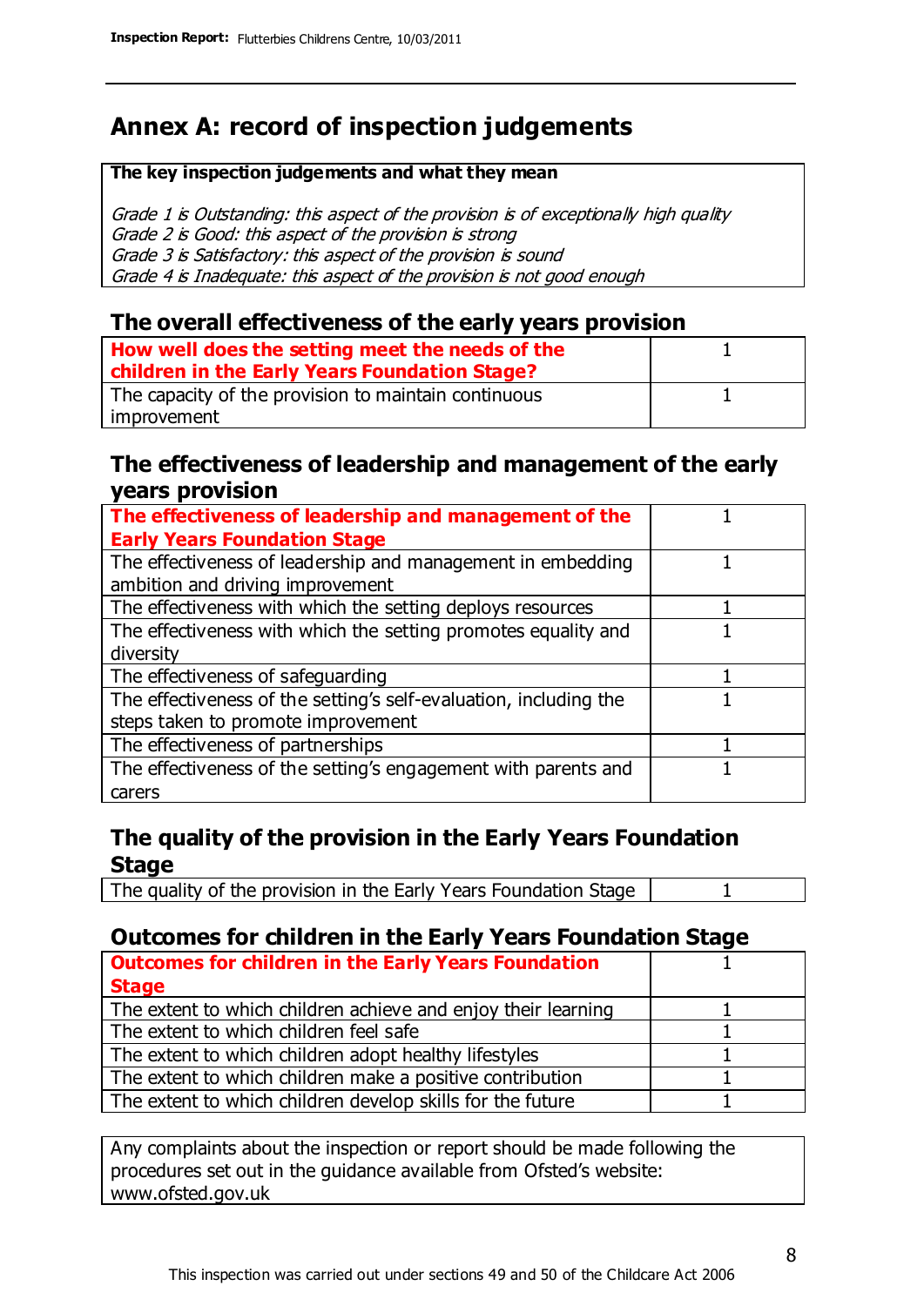## Annex A: record of inspection judgements

**The key inspection judgements and what they mean**

*Grade 1 is Outstanding: this aspect of the provision is of exceptionally high quality*
*Grade 2 is Good: this aspect of the provision is strong*
*Grade 3 is Satisfactory: this aspect of the provision is sound*
*Grade 4 is Inadequate: this aspect of the provision is not good enough*

### The overall effectiveness of the early years provision

| | |
|---|---|
| **How well does the setting meet the needs of the children in the Early Years Foundation Stage?** | 1 |
| The capacity of the provision to maintain continuous improvement | 1 |

### The effectiveness of leadership and management of the early years provision

| | |
|---|---|
| **The effectiveness of leadership and management of the Early Years Foundation Stage** | 1 |
| The effectiveness of leadership and management in embedding ambition and driving improvement | 1 |
| The effectiveness with which the setting deploys resources | 1 |
| The effectiveness with which the setting promotes equality and diversity | 1 |
| The effectiveness of safeguarding | 1 |
| The effectiveness of the setting's self-evaluation, including the steps taken to promote improvement | 1 |
| The effectiveness of partnerships | 1 |
| The effectiveness of the setting's engagement with parents and carers | 1 |

### The quality of the provision in the Early Years Foundation Stage

| | |
|---|---|
| The quality of the provision in the Early Years Foundation Stage | 1 |

### Outcomes for children in the Early Years Foundation Stage

| | |
|---|---|
| **Outcomes for children in the Early Years Foundation Stage** | 1 |
| The extent to which children achieve and enjoy their learning | 1 |
| The extent to which children feel safe | 1 |
| The extent to which children adopt healthy lifestyles | 1 |
| The extent to which children make a positive contribution | 1 |
| The extent to which children develop skills for the future | 1 |

Any complaints about the inspection or report should be made following the procedures set out in the guidance available from Ofsted's website: www.ofsted.gov.uk

This inspection was carried out under sections 49 and 50 of the Childcare Act 2006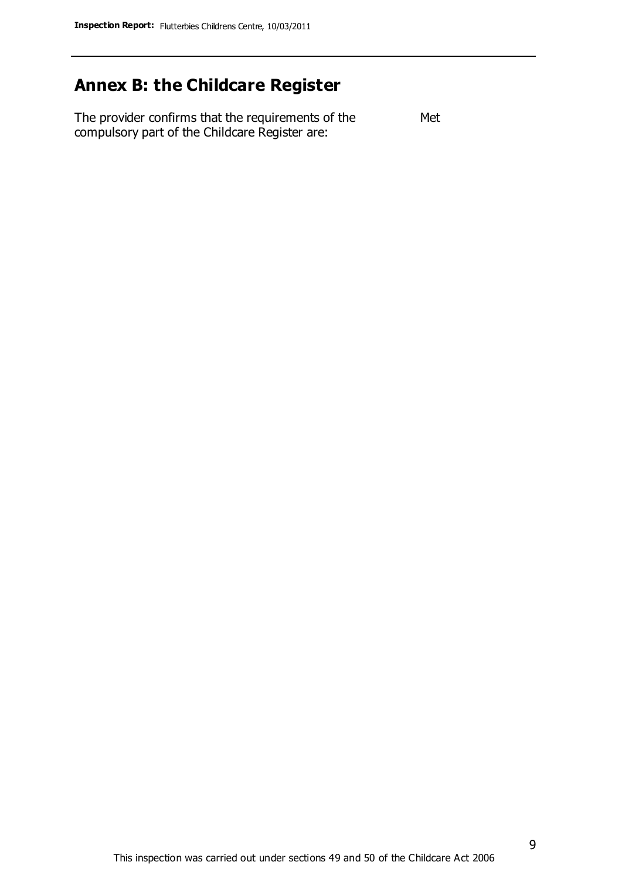## Annex B: the Childcare Register

| | |
|---|---|
| The provider confirms that the requirements of the compulsory part of the Childcare Register are: | Met |

This inspection was carried out under sections 49 and 50 of the Childcare Act 2006